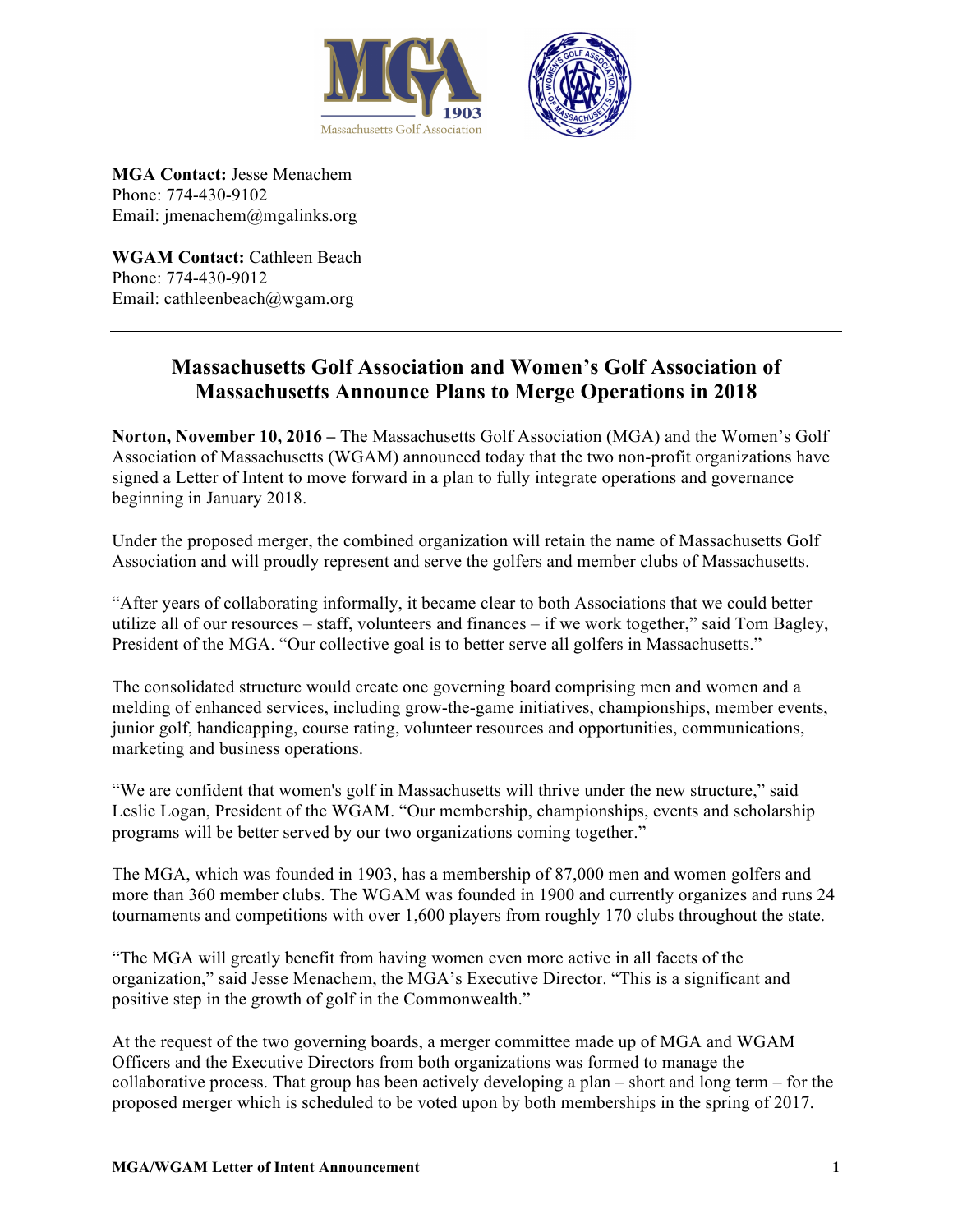**MGA Contact:** Jesse Menachem
Phone: 774-430-9102
Email: jmenachem@mgalinks.org

**WGAM Contact:** Cathleen Beach
Phone: 774-430-9012
Email: cathleenbeach@wgam.org

---

# Massachusetts Golf Association and Women's Golf Association of Massachusetts Announce Plans to Merge Operations in 2018

**Norton, November 10, 2016 –** The Massachusetts Golf Association (MGA) and the Women's Golf Association of Massachusetts (WGAM) announced today that the two non-profit organizations have signed a Letter of Intent to move forward in a plan to fully integrate operations and governance beginning in January 2018.

Under the proposed merger, the combined organization will retain the name of Massachusetts Golf Association and will proudly represent and serve the golfers and member clubs of Massachusetts.

"After years of collaborating informally, it became clear to both Associations that we could better utilize all of our resources – staff, volunteers and finances – if we work together," said Tom Bagley, President of the MGA. "Our collective goal is to better serve all golfers in Massachusetts."

The consolidated structure would create one governing board comprising men and women and a melding of enhanced services, including grow-the-game initiatives, championships, member events, junior golf, handicapping, course rating, volunteer resources and opportunities, communications, marketing and business operations.

"We are confident that women's golf in Massachusetts will thrive under the new structure," said Leslie Logan, President of the WGAM. "Our membership, championships, events and scholarship programs will be better served by our two organizations coming together."

The MGA, which was founded in 1903, has a membership of 87,000 men and women golfers and more than 360 member clubs. The WGAM was founded in 1900 and currently organizes and runs 24 tournaments and competitions with over 1,600 players from roughly 170 clubs throughout the state.

"The MGA will greatly benefit from having women even more active in all facets of the organization," said Jesse Menachem, the MGA's Executive Director. "This is a significant and positive step in the growth of golf in the Commonwealth."

At the request of the two governing boards, a merger committee made up of MGA and WGAM Officers and the Executive Directors from both organizations was formed to manage the collaborative process. That group has been actively developing a plan – short and long term – for the proposed merger which is scheduled to be voted upon by both memberships in the spring of 2017.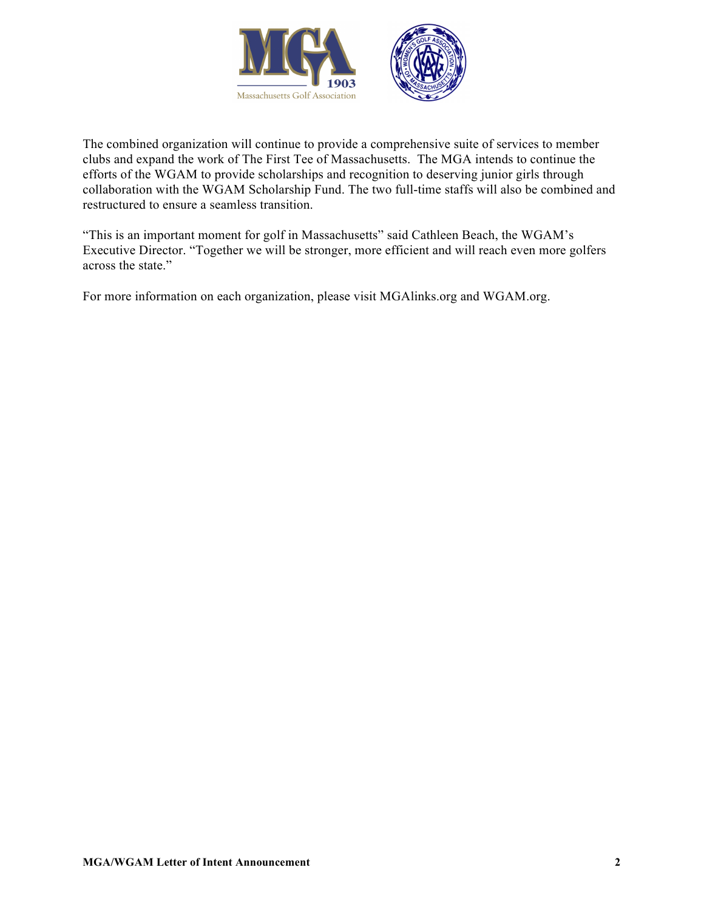The combined organization will continue to provide a comprehensive suite of services to member clubs and expand the work of The First Tee of Massachusetts. The MGA intends to continue the efforts of the WGAM to provide scholarships and recognition to deserving junior girls through collaboration with the WGAM Scholarship Fund. The two full-time staffs will also be combined and restructured to ensure a seamless transition.

"This is an important moment for golf in Massachusetts" said Cathleen Beach, the WGAM's Executive Director. "Together we will be stronger, more efficient and will reach even more golfers across the state."

For more information on each organization, please visit MGAlinks.org and WGAM.org.